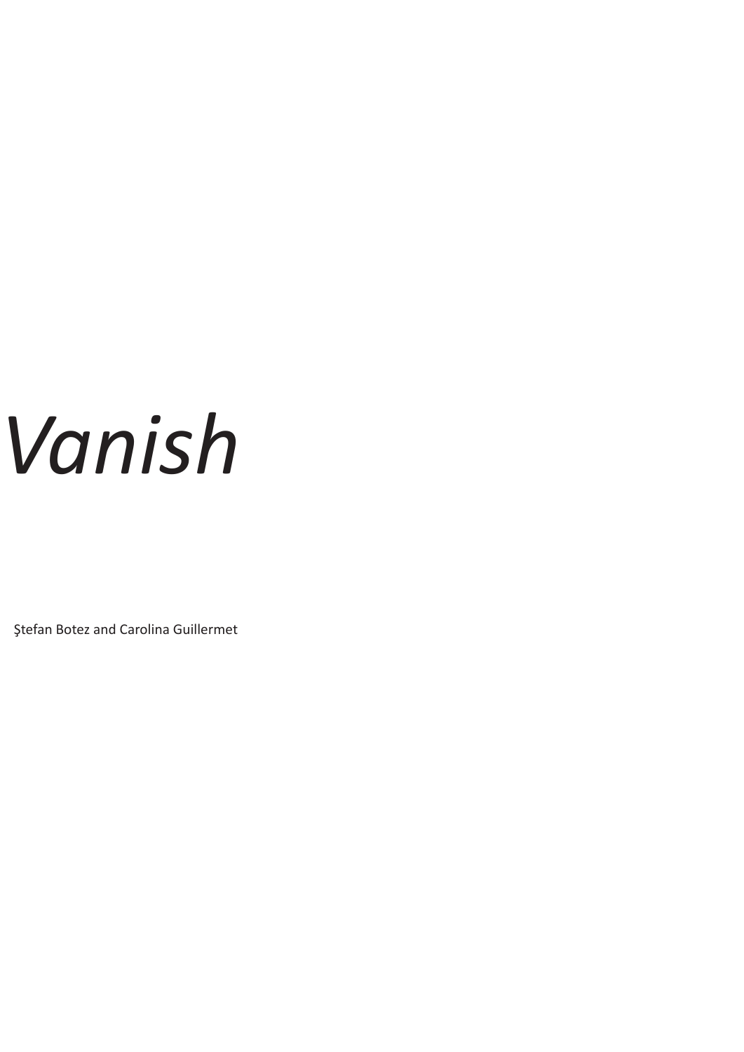# *Vanish*

Ştefan Botez and Carolina Guillermet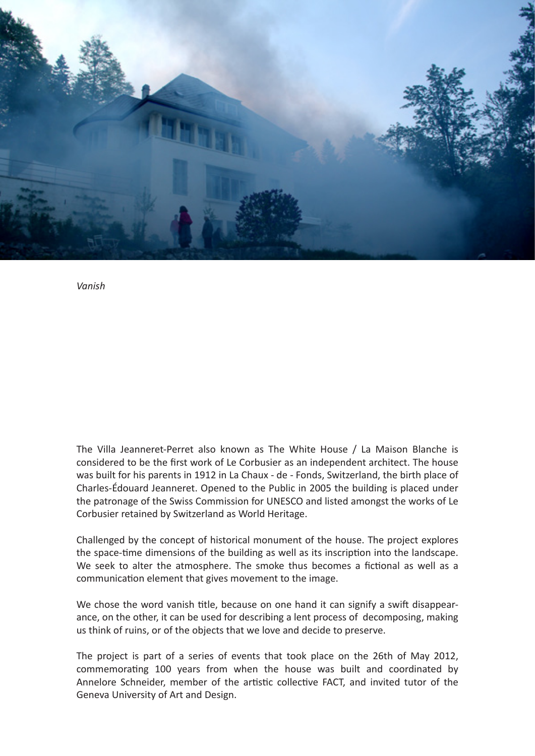*Vanish*

The Villa Jeanneret-Perret also known as The White House / La Maison Blanche is considered to be the first work of Le Corbusier as an independent architect. The house was built for his parents in 1912 in La Chaux - de - Fonds, Switzerland, the birth place of Charles-Édouard Jeanneret. Opened to the Public in 2005 the building is placed under the patronage of the Swiss Commission for UNESCO and listed amongst the works of Le Corbusier retained by Switzerland as World Heritage.

Challenged by the concept of historical monument of the house. The project explores the space-time dimensions of the building as well as its inscription into the landscape. We seek to alter the atmosphere. The smoke thus becomes a fictional as well as a communication element that gives movement to the image.

We chose the word vanish title, because on one hand it can signify a swift disappearance, on the other, it can be used for describing a lent process of decomposing, making us think of ruins, or of the objects that we love and decide to preserve.

The project is part of a series of events that took place on the 26th of May 2012, commemorating 100 years from when the house was built and coordinated by Annelore Schneider, member of the artistic collective FACT, and invited tutor of the Geneva University of Art and Design.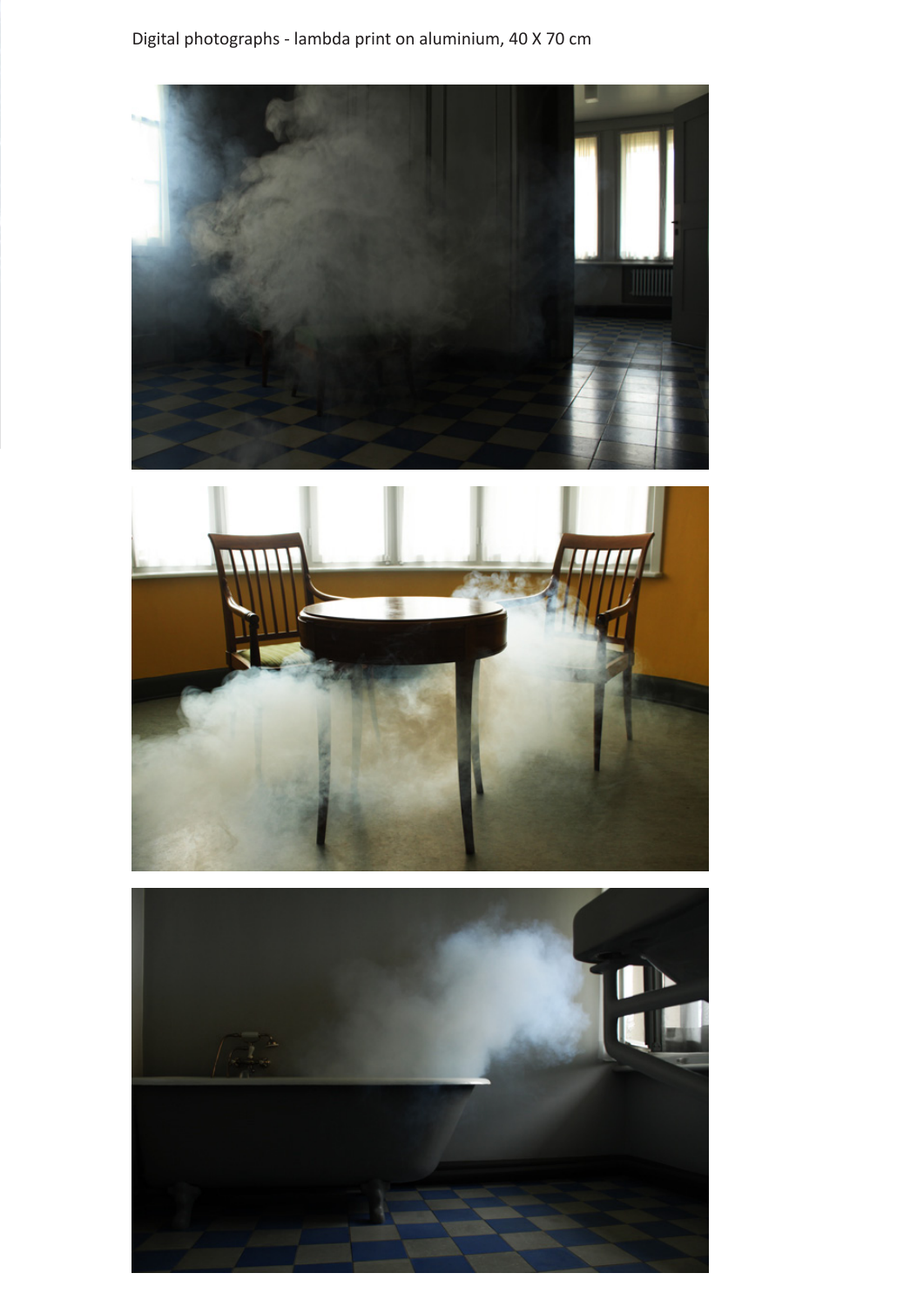Digital photographs - lambda print on aluminium, 40 X 70 cm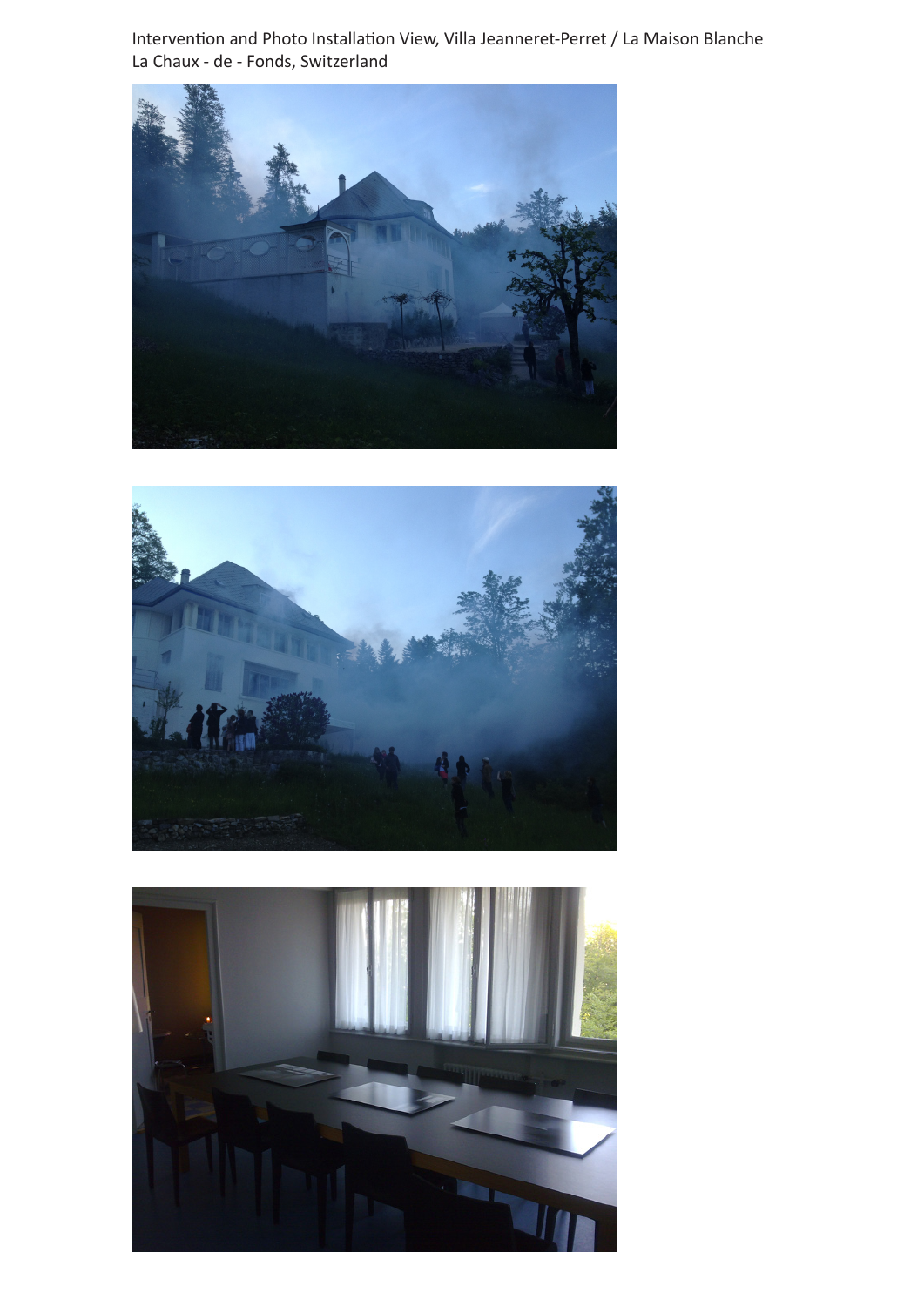Intervention and Photo Installation View, Villa Jeanneret-Perret / La Maison Blanche
La Chaux - de - Fonds, Switzerland